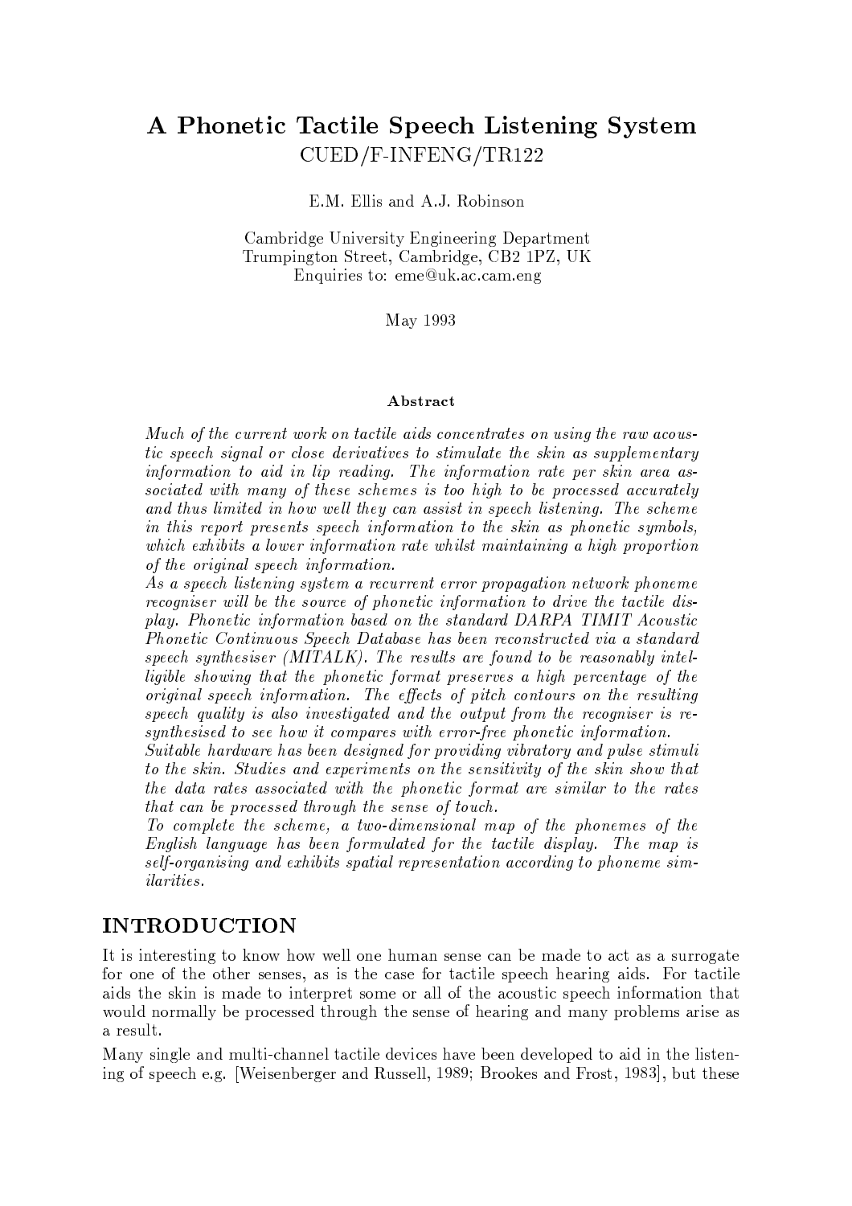# A Phonetic Tactile Speech Listening System

CUED/F-INFENG/TR122

E.M. Ellis and A.J. Robinson

Cambridge University Engineering Department
Trumpington Street, Cambridge, CB2 1PZ, UK
Enquiries to: eme@uk.ac.cam.eng

May 1993

### Abstract

*Much of the current work on tactile aids concentrates on using the raw acoustic speech signal or close derivatives to stimulate the skin as supplementary information to aid in lip reading. The information rate per skin area associated with many of these schemes is too high to be processed accurately and thus limited in how well they can assist in speech listening. The scheme in this report presents speech information to the skin as phonetic symbols, which exhibits a lower information rate whilst maintaining a high proportion of the original speech information.*

*As a speech listening system a recurrent error propagation network phoneme recogniser will be the source of phonetic information to drive the tactile display. Phonetic information based on the standard DARPA TIMIT Acoustic Phonetic Continuous Speech Database has been reconstructed via a standard speech synthesiser (MITALK). The results are found to be reasonably intelligible showing that the phonetic format preserves a high percentage of the original speech information. The effects of pitch contours on the resulting speech quality is also investigated and the output from the recogniser is resynthesised to see how it compares with error-free phonetic information.*

*Suitable hardware has been designed for providing vibratory and pulse stimuli to the skin. Studies and experiments on the sensitivity of the skin show that the data rates associated with the phonetic format are similar to the rates that can be processed through the sense of touch.*

*To complete the scheme, a two-dimensional map of the phonemes of the English language has been formulated for the tactile display. The map is self-organising and exhibits spatial representation according to phoneme similarities.*

## INTRODUCTION

It is interesting to know how well one human sense can be made to act as a surrogate for one of the other senses, as is the case for tactile speech hearing aids. For tactile aids the skin is made to interpret some or all of the acoustic speech information that would normally be processed through the sense of hearing and many problems arise as a result.

Many single and multi-channel tactile devices have been developed to aid in the listening of speech e.g. [Weisenberger and Russell, 1989; Brookes and Frost, 1983], but these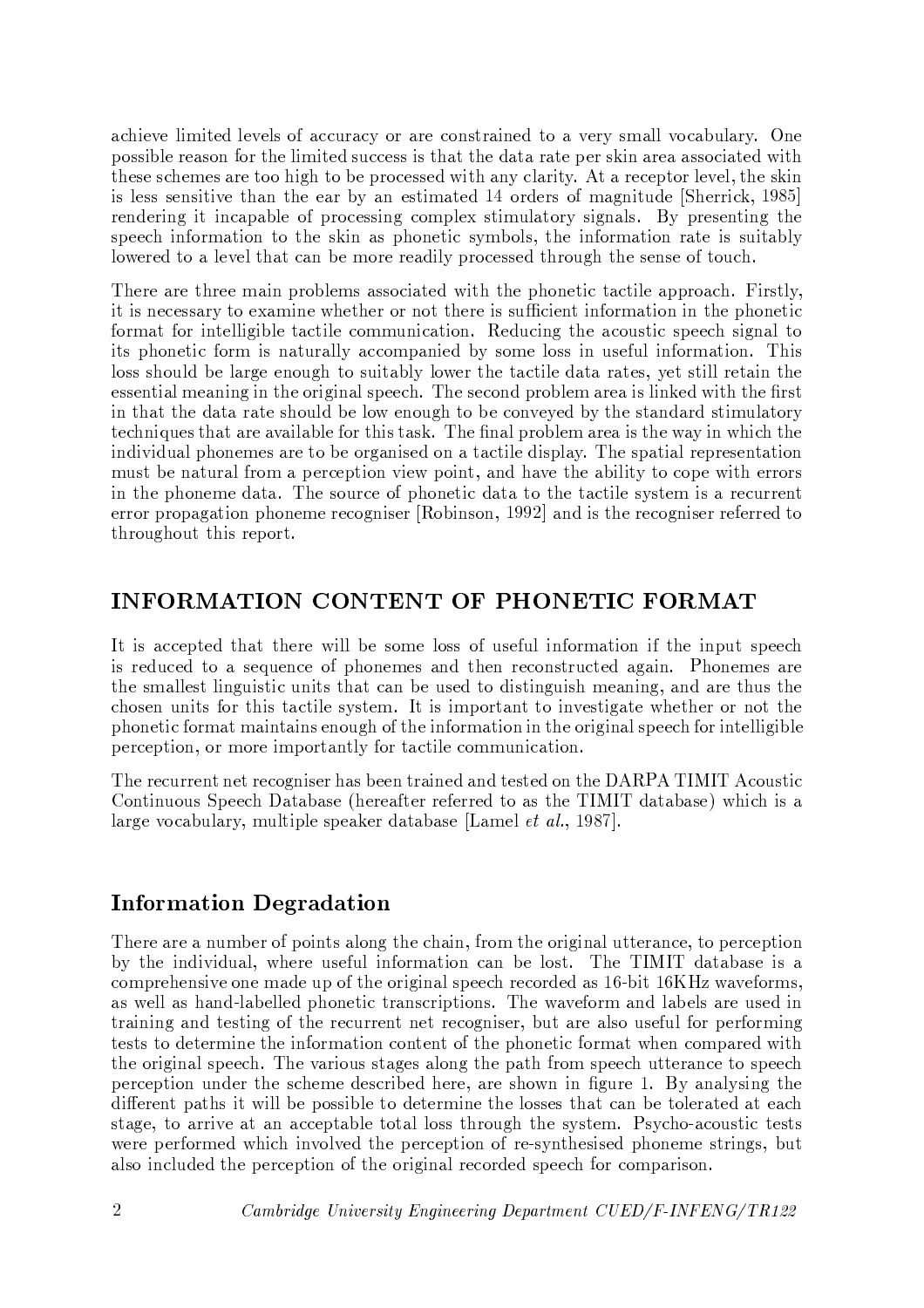achieve limited levels of accuracy or are constrained to a very small vocabulary. One possible reason for the limited success is that the data rate per skin area associated with these schemes are too high to be processed with any clarity. At a receptor level, the skin is less sensitive than the ear by an estimated 14 orders of magnitude [Sherrick, 1985] rendering it incapable of processing complex stimulatory signals. By presenting the speech information to the skin as phonetic symbols, the information rate is suitably lowered to a level that can be more readily processed through the sense of touch.

There are three main problems associated with the phonetic tactile approach. Firstly, it is necessary to examine whether or not there is sufficient information in the phonetic format for intelligible tactile communication. Reducing the acoustic speech signal to its phonetic form is naturally accompanied by some loss in useful information. This loss should be large enough to suitably lower the tactile data rates, yet still retain the essential meaning in the original speech. The second problem area is linked with the first in that the data rate should be low enough to be conveyed by the standard stimulatory techniques that are available for this task. The final problem area is the way in which the individual phonemes are to be organised on a tactile display. The spatial representation must be natural from a perception view point, and have the ability to cope with errors in the phoneme data. The source of phonetic data to the tactile system is a recurrent error propagation phoneme recogniser [Robinson, 1992] and is the recogniser referred to throughout this report.

## INFORMATION CONTENT OF PHONETIC FORMAT

It is accepted that there will be some loss of useful information if the input speech is reduced to a sequence of phonemes and then reconstructed again. Phonemes are the smallest linguistic units that can be used to distinguish meaning, and are thus the chosen units for this tactile system. It is important to investigate whether or not the phonetic format maintains enough of the information in the original speech for intelligible perception, or more importantly for tactile communication.

The recurrent net recogniser has been trained and tested on the DARPA TIMIT Acoustic Continuous Speech Database (hereafter referred to as the TIMIT database) which is a large vocabulary, multiple speaker database [Lamel *et al.*, 1987].

### Information Degradation

There are a number of points along the chain, from the original utterance, to perception by the individual, where useful information can be lost. The TIMIT database is a comprehensive one made up of the original speech recorded as 16-bit 16KHz waveforms, as well as hand-labelled phonetic transcriptions. The waveform and labels are used in training and testing of the recurrent net recogniser, but are also useful for performing tests to determine the information content of the phonetic format when compared with the original speech. The various stages along the path from speech utterance to speech perception under the scheme described here, are shown in figure 1. By analysing the different paths it will be possible to determine the losses that can be tolerated at each stage, to arrive at an acceptable total loss through the system. Psycho-acoustic tests were performed which involved the perception of re-synthesised phoneme strings, but also included the perception of the original recorded speech for comparison.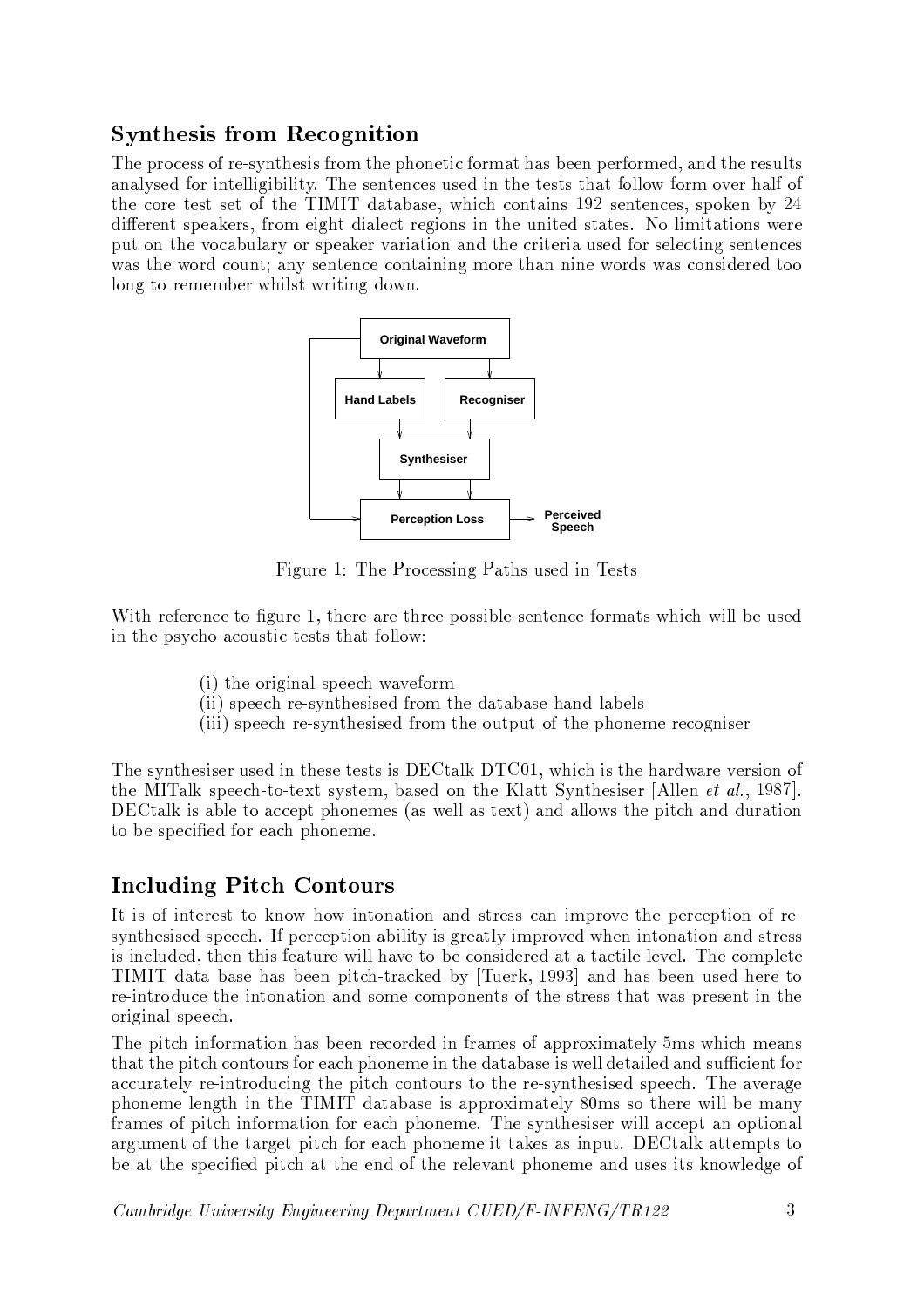## Synthesis from Recognition

The process of re-synthesis from the phonetic format has been performed, and the results analysed for intelligibility. The sentences used in the tests that follow form over half of the core test set of the TIMIT database, which contains 192 sentences, spoken by 24 different speakers, from eight dialect regions in the united states. No limitations were put on the vocabulary or speaker variation and the criteria used for selecting sentences was the word count; any sentence containing more than nine words was considered too long to remember whilst writing down.

Figure 1: The Processing Paths used in Tests

With reference to figure 1, there are three possible sentence formats which will be used in the psycho-acoustic tests that follow:

(i) the original speech waveform
(ii) speech re-synthesised from the database hand labels
(iii) speech re-synthesised from the output of the phoneme recogniser

The synthesiser used in these tests is DECtalk DTC01, which is the hardware version of the MITalk speech-to-text system, based on the Klatt Synthesiser [Allen *et al.*, 1987]. DECtalk is able to accept phonemes (as well as text) and allows the pitch and duration to be specified for each phoneme.

## Including Pitch Contours

It is of interest to know how intonation and stress can improve the perception of re-synthesised speech. If perception ability is greatly improved when intonation and stress is included, then this feature will have to be considered at a tactile level. The complete TIMIT data base has been pitch-tracked by [Tuerk, 1993] and has been used here to re-introduce the intonation and some components of the stress that was present in the original speech.

The pitch information has been recorded in frames of approximately 5ms which means that the pitch contours for each phoneme in the database is well detailed and sufficient for accurately re-introducing the pitch contours to the re-synthesised speech. The average phoneme length in the TIMIT database is approximately 80ms so there will be many frames of pitch information for each phoneme. The synthesiser will accept an optional argument of the target pitch for each phoneme it takes as input. DECtalk attempts to be at the specified pitch at the end of the relevant phoneme and uses its knowledge of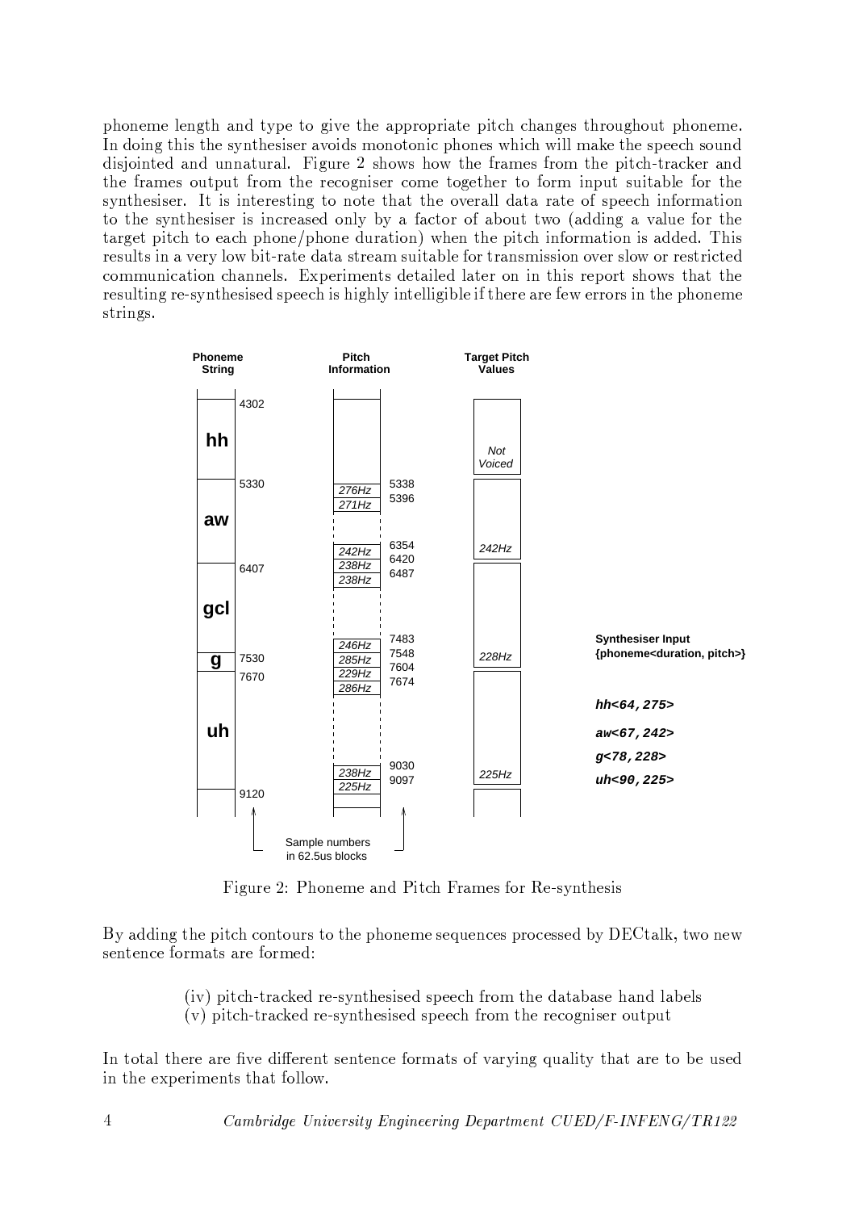phoneme length and type to give the appropriate pitch changes throughout phoneme. In doing this the synthesiser avoids monotonic phones which will make the speech sound disjointed and unnatural. Figure 2 shows how the frames from the pitch-tracker and the frames output from the recogniser come together to form input suitable for the synthesiser. It is interesting to note that the overall data rate of speech information to the synthesiser is increased only by a factor of about two (adding a value for the target pitch to each phone/phone duration) when the pitch information is added. This results in a very low bit-rate data stream suitable for transmission over slow or restricted communication channels. Experiments detailed later on in this report shows that the resulting re-synthesised speech is highly intelligible if there are few errors in the phoneme strings.

Figure 2: Phoneme and Pitch Frames for Re-synthesis

By adding the pitch contours to the phoneme sequences processed by DECtalk, two new sentence formats are formed:

(iv) pitch-tracked re-synthesised speech from the database hand labels
(v) pitch-tracked re-synthesised speech from the recogniser output

In total there are five different sentence formats of varying quality that are to be used in the experiments that follow.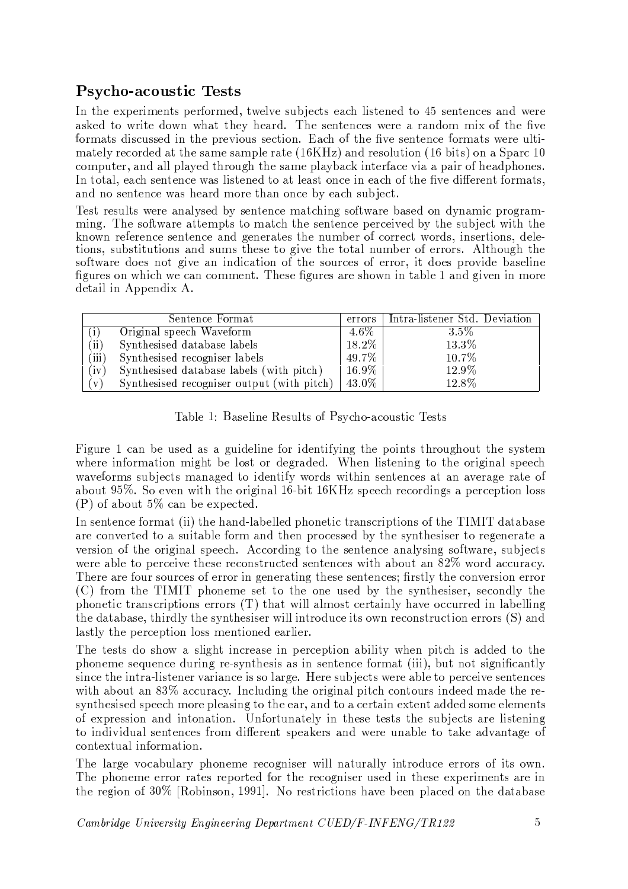## Psycho-acoustic Tests

In the experiments performed, twelve subjects each listened to 45 sentences and were asked to write down what they heard. The sentences were a random mix of the five formats discussed in the previous section. Each of the five sentence formats were ultimately recorded at the same sample rate (16KHz) and resolution (16 bits) on a Sparc 10 computer, and all played through the same playback interface via a pair of headphones. In total, each sentence was listened to at least once in each of the five different formats, and no sentence was heard more than once by each subject.

Test results were analysed by sentence matching software based on dynamic programming. The software attempts to match the sentence perceived by the subject with the known reference sentence and generates the number of correct words, insertions, deletions, substitutions and sums these to give the total number of errors. Although the software does not give an indication of the sources of error, it does provide baseline figures on which we can comment. These figures are shown in table 1 and given in more detail in Appendix A.

| | Sentence Format | errors | Intra-listener Std. Deviation |
|---|---|---|---|
| (i) | Original speech Waveform | 4.6% | 3.5% |
| (ii) | Synthesised database labels | 18.2% | 13.3% |
| (iii) | Synthesised recogniser labels | 49.7% | 10.7% |
| (iv) | Synthesised database labels (with pitch) | 16.9% | 12.9% |
| (v) | Synthesised recogniser output (with pitch) | 43.0% | 12.8% |

Table 1: Baseline Results of Psycho-acoustic Tests

Figure 1 can be used as a guideline for identifying the points throughout the system where information might be lost or degraded. When listening to the original speech waveforms subjects managed to identify words within sentences at an average rate of about 95%. So even with the original 16-bit 16KHz speech recordings a perception loss (P) of about 5% can be expected.

In sentence format (ii) the hand-labelled phonetic transcriptions of the TIMIT database are converted to a suitable form and then processed by the synthesiser to regenerate a version of the original speech. According to the sentence analysing software, subjects were able to perceive these reconstructed sentences with about an 82% word accuracy. There are four sources of error in generating these sentences; firstly the conversion error (C) from the TIMIT phoneme set to the one used by the synthesiser, secondly the phonetic transcriptions errors (T) that will almost certainly have occurred in labelling the database, thirdly the synthesiser will introduce its own reconstruction errors (S) and lastly the perception loss mentioned earlier.

The tests do show a slight increase in perception ability when pitch is added to the phoneme sequence during re-synthesis as in sentence format (iii), but not significantly since the intra-listener variance is so large. Here subjects were able to perceive sentences with about an 83% accuracy. Including the original pitch contours indeed made the re-synthesised speech more pleasing to the ear, and to a certain extent added some elements of expression and intonation. Unfortunately in these tests the subjects are listening to individual sentences from different speakers and were unable to take advantage of contextual information.

The large vocabulary phoneme recogniser will naturally introduce errors of its own. The phoneme error rates reported for the recogniser used in these experiments are in the region of 30% [Robinson, 1991]. No restrictions have been placed on the database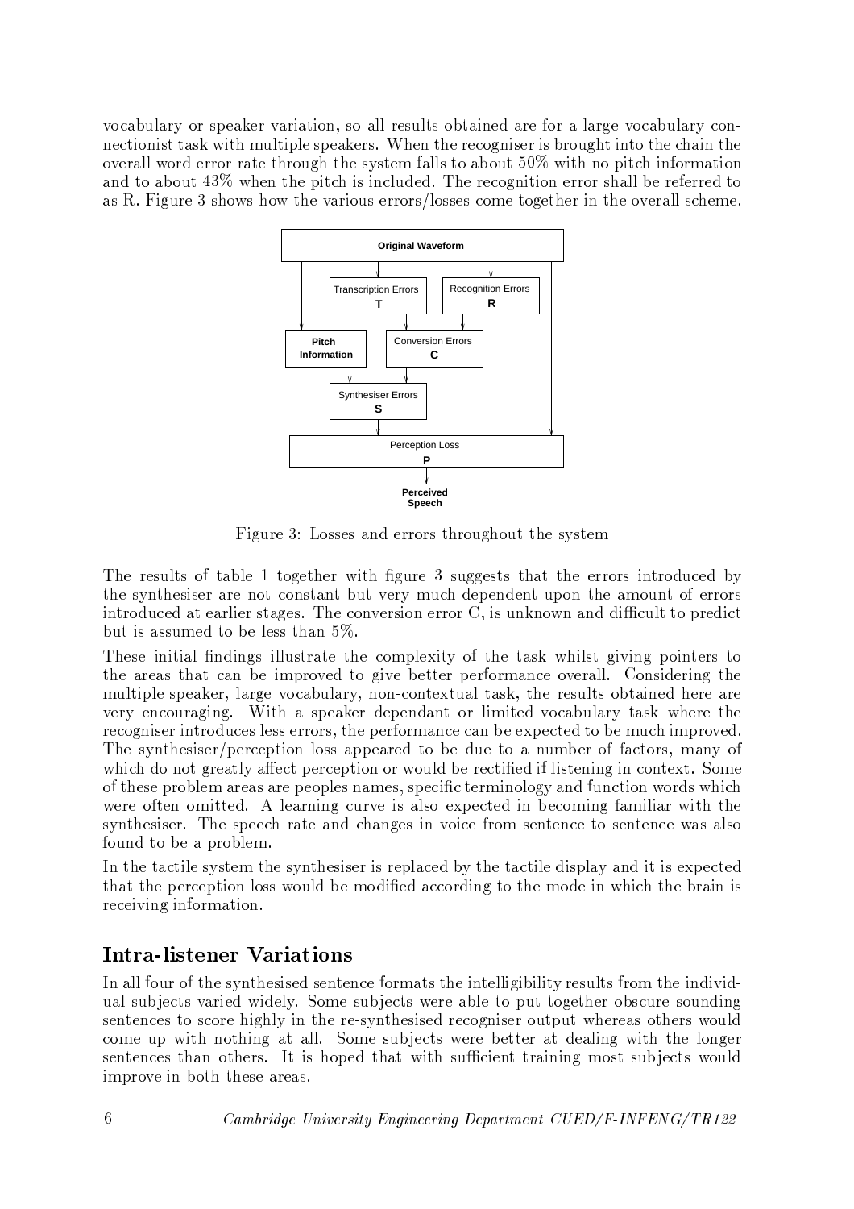vocabulary or speaker variation, so all results obtained are for a large vocabulary connectionist task with multiple speakers. When the recogniser is brought into the chain the overall word error rate through the system falls to about 50% with no pitch information and to about 43% when the pitch is included. The recognition error shall be referred to as R. Figure 3 shows how the various errors/losses come together in the overall scheme.

Figure 3: Losses and errors throughout the system

The results of table 1 together with figure 3 suggests that the errors introduced by the synthesiser are not constant but very much dependent upon the amount of errors introduced at earlier stages. The conversion error C, is unknown and difficult to predict but is assumed to be less than 5%.

These initial findings illustrate the complexity of the task whilst giving pointers to the areas that can be improved to give better performance overall. Considering the multiple speaker, large vocabulary, non-contextual task, the results obtained here are very encouraging. With a speaker dependant or limited vocabulary task where the recogniser introduces less errors, the performance can be expected to be much improved. The synthesiser/perception loss appeared to be due to a number of factors, many of which do not greatly affect perception or would be rectified if listening in context. Some of these problem areas are peoples names, specific terminology and function words which were often omitted. A learning curve is also expected in becoming familiar with the synthesiser. The speech rate and changes in voice from sentence to sentence was also found to be a problem.

In the tactile system the synthesiser is replaced by the tactile display and it is expected that the perception loss would be modified according to the mode in which the brain is receiving information.

## Intra-listener Variations

In all four of the synthesised sentence formats the intelligibility results from the individual subjects varied widely. Some subjects were able to put together obscure sounding sentences to score highly in the re-synthesised recogniser output whereas others would come up with nothing at all. Some subjects were better at dealing with the longer sentences than others. It is hoped that with sufficient training most subjects would improve in both these areas.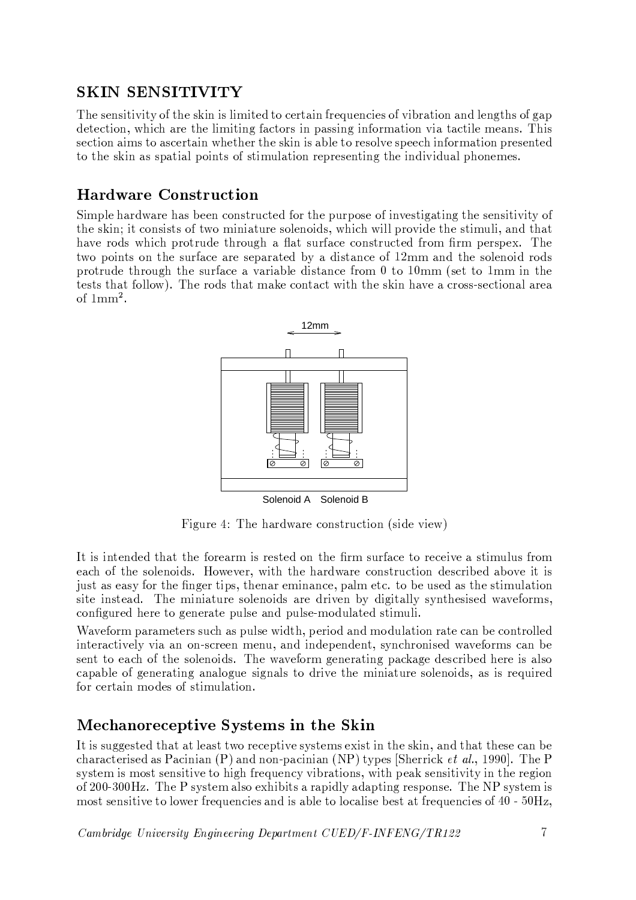## SKIN SENSITIVITY

The sensitivity of the skin is limited to certain frequencies of vibration and lengths of gap detection, which are the limiting factors in passing information via tactile means. This section aims to ascertain whether the skin is able to resolve speech information presented to the skin as spatial points of stimulation representing the individual phonemes.

### Hardware Construction

Simple hardware has been constructed for the purpose of investigating the sensitivity of the skin; it consists of two miniature solenoids, which will provide the stimuli, and that have rods which protrude through a flat surface constructed from firm perspex. The two points on the surface are separated by a distance of 12mm and the solenoid rods protrude through the surface a variable distance from 0 to 10mm (set to 1mm in the tests that follow). The rods that make contact with the skin have a cross-sectional area of $1\text{mm}^2$.

12mm

Solenoid A Solenoid B

Figure 4: The hardware construction (side view)

It is intended that the forearm is rested on the firm surface to receive a stimulus from each of the solenoids. However, with the hardware construction described above it is just as easy for the finger tips, thenar eminance, palm etc. to be used as the stimulation site instead. The miniature solenoids are driven by digitally synthesised waveforms, configured here to generate pulse and pulse-modulated stimuli.

Waveform parameters such as pulse width, period and modulation rate can be controlled interactively via an on-screen menu, and independent, synchronised waveforms can be sent to each of the solenoids. The waveform generating package described here is also capable of generating analogue signals to drive the miniature solenoids, as is required for certain modes of stimulation.

### Mechanoreceptive Systems in the Skin

It is suggested that at least two receptive systems exist in the skin, and that these can be characterised as Pacinian (P) and non-pacinian (NP) types [Sherrick *et al.*, 1990]. The P system is most sensitive to high frequency vibrations, with peak sensitivity in the region of 200-300Hz. The P system also exhibits a rapidly adapting response. The NP system is most sensitive to lower frequencies and is able to localise best at frequencies of 40 - 50Hz,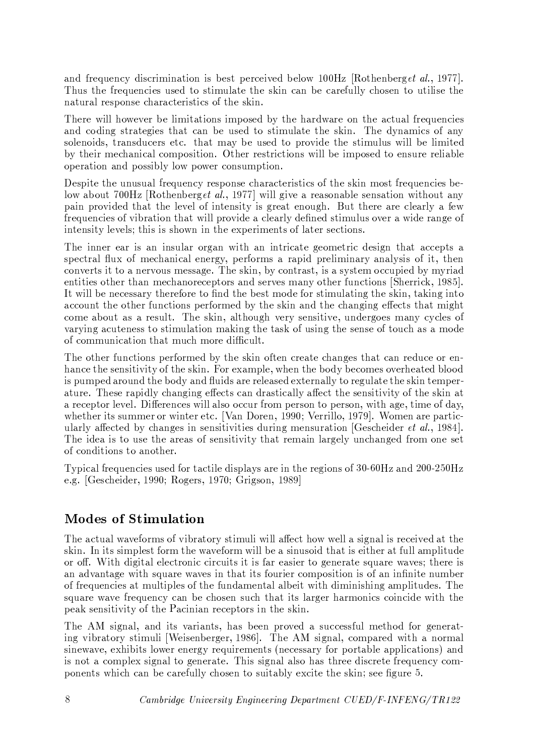and frequency discrimination is best perceived below 100Hz [Rothenberg*et al.*, 1977]. Thus the frequencies used to stimulate the skin can be carefully chosen to utilise the natural response characteristics of the skin.

There will however be limitations imposed by the hardware on the actual frequencies and coding strategies that can be used to stimulate the skin. The dynamics of any solenoids, transducers etc. that may be used to provide the stimulus will be limited by their mechanical composition. Other restrictions will be imposed to ensure reliable operation and possibly low power consumption.

Despite the unusual frequency response characteristics of the skin most frequencies below about 700Hz [Rothenberg*et al.*, 1977] will give a reasonable sensation without any pain provided that the level of intensity is great enough. But there are clearly a few frequencies of vibration that will provide a clearly defined stimulus over a wide range of intensity levels; this is shown in the experiments of later sections.

The inner ear is an insular organ with an intricate geometric design that accepts a spectral flux of mechanical energy, performs a rapid preliminary analysis of it, then converts it to a nervous message. The skin, by contrast, is a system occupied by myriad entities other than mechanoreceptors and serves many other functions [Sherrick, 1985]. It will be necessary therefore to find the best mode for stimulating the skin, taking into account the other functions performed by the skin and the changing effects that might come about as a result. The skin, although very sensitive, undergoes many cycles of varying acuteness to stimulation making the task of using the sense of touch as a mode of communication that much more difficult.

The other functions performed by the skin often create changes that can reduce or enhance the sensitivity of the skin. For example, when the body becomes overheated blood is pumped around the body and fluids are released externally to regulate the skin temperature. These rapidly changing effects can drastically affect the sensitivity of the skin at a receptor level. Differences will also occur from person to person, with age, time of day, whether its summer or winter etc. [Van Doren, 1990; Verrillo, 1979]. Women are particularly affected by changes in sensitivities during mensuration [Gescheider *et al.*, 1984]. The idea is to use the areas of sensitivity that remain largely unchanged from one set of conditions to another.

Typical frequencies used for tactile displays are in the regions of 30-60Hz and 200-250Hz e.g. [Gescheider, 1990; Rogers, 1970; Grigson, 1989]

## Modes of Stimulation

The actual waveforms of vibratory stimuli will affect how well a signal is received at the skin. In its simplest form the waveform will be a sinusoid that is either at full amplitude or off. With digital electronic circuits it is far easier to generate square waves; there is an advantage with square waves in that its fourier composition is of an infinite number of frequencies at multiples of the fundamental albeit with diminishing amplitudes. The square wave frequency can be chosen such that its larger harmonics coincide with the peak sensitivity of the Pacinian receptors in the skin.

The AM signal, and its variants, has been proved a successful method for generating vibratory stimuli [Weisenberger, 1986]. The AM signal, compared with a normal sinewave, exhibits lower energy requirements (necessary for portable applications) and is not a complex signal to generate. This signal also has three discrete frequency components which can be carefully chosen to suitably excite the skin; see figure 5.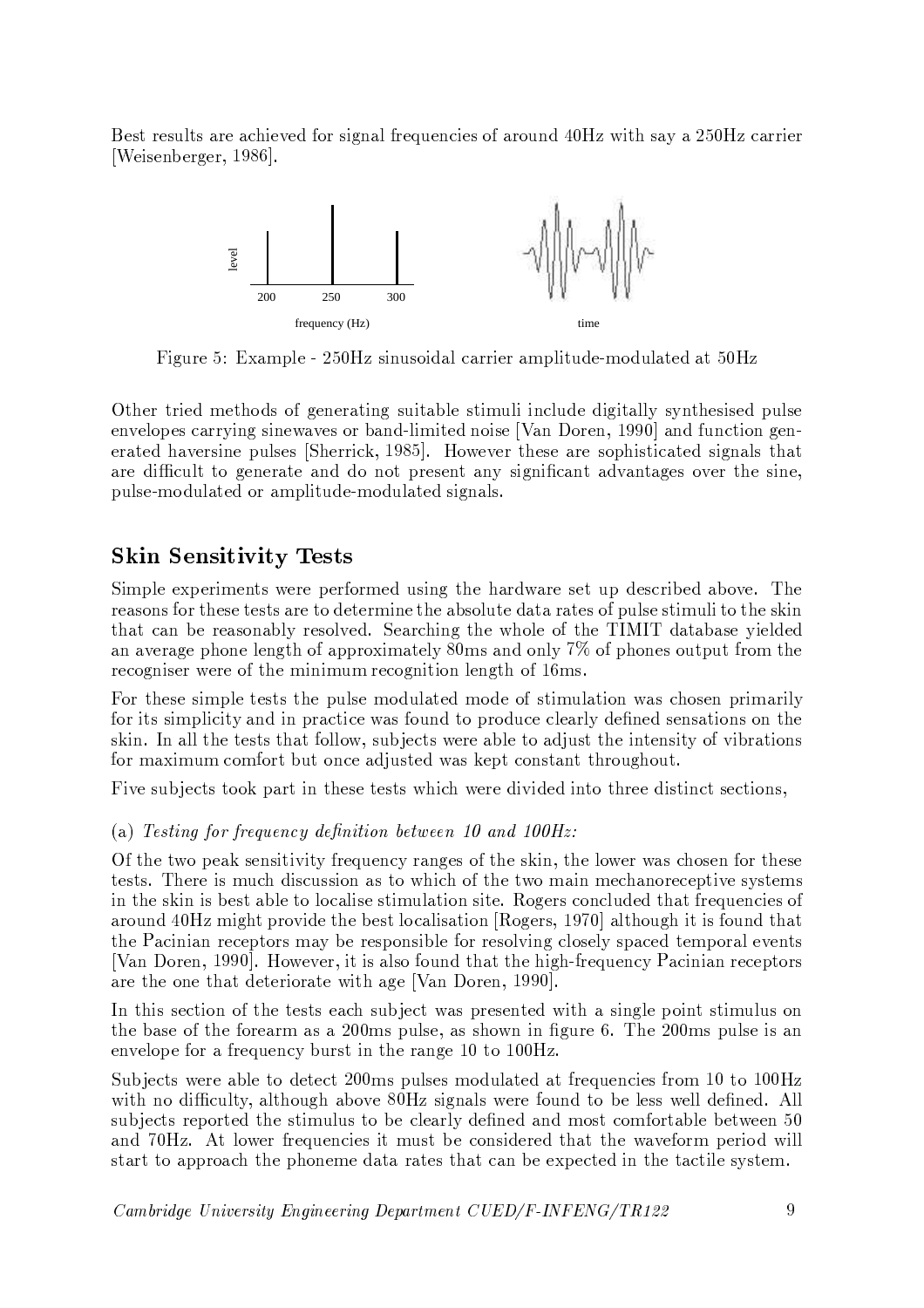Best results are achieved for signal frequencies of around 40Hz with say a 250Hz carrier [Weisenberger, 1986].

Figure 5: Example - 250Hz sinusoidal carrier amplitude-modulated at 50Hz

Other tried methods of generating suitable stimuli include digitally synthesised pulse envelopes carrying sinewaves or band-limited noise [Van Doren, 1990] and function generated haversine pulses [Sherrick, 1985]. However these are sophisticated signals that are difficult to generate and do not present any significant advantages over the sine, pulse-modulated or amplitude-modulated signals.

## Skin Sensitivity Tests

Simple experiments were performed using the hardware set up described above. The reasons for these tests are to determine the absolute data rates of pulse stimuli to the skin that can be reasonably resolved. Searching the whole of the TIMIT database yielded an average phone length of approximately 80ms and only 7% of phones output from the recogniser were of the minimum recognition length of 16ms.

For these simple tests the pulse modulated mode of stimulation was chosen primarily for its simplicity and in practice was found to produce clearly defined sensations on the skin. In all the tests that follow, subjects were able to adjust the intensity of vibrations for maximum comfort but once adjusted was kept constant throughout.

Five subjects took part in these tests which were divided into three distinct sections,

(a) *Testing for frequency definition between 10 and 100Hz:*

Of the two peak sensitivity frequency ranges of the skin, the lower was chosen for these tests. There is much discussion as to which of the two main mechanoreceptive systems in the skin is best able to localise stimulation site. Rogers concluded that frequencies of around 40Hz might provide the best localisation [Rogers, 1970] although it is found that the Pacinian receptors may be responsible for resolving closely spaced temporal events [Van Doren, 1990]. However, it is also found that the high-frequency Pacinian receptors are the one that deteriorate with age [Van Doren, 1990].

In this section of the tests each subject was presented with a single point stimulus on the base of the forearm as a 200ms pulse, as shown in figure 6. The 200ms pulse is an envelope for a frequency burst in the range 10 to 100Hz.

Subjects were able to detect 200ms pulses modulated at frequencies from 10 to 100Hz with no difficulty, although above 80Hz signals were found to be less well defined. All subjects reported the stimulus to be clearly defined and most comfortable between 50 and 70Hz. At lower frequencies it must be considered that the waveform period will start to approach the phoneme data rates that can be expected in the tactile system.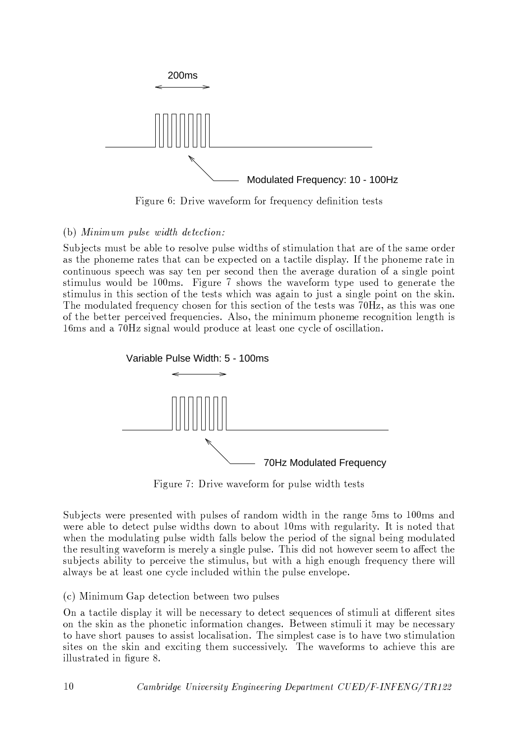Figure 6: Drive waveform for frequency definition tests

(b) *Minimum pulse width detection:*

Subjects must be able to resolve pulse widths of stimulation that are of the same order as the phoneme rates that can be expected on a tactile display. If the phoneme rate in continuous speech was say ten per second then the average duration of a single point stimulus would be 100ms. Figure 7 shows the waveform type used to generate the stimulus in this section of the tests which was again to just a single point on the skin. The modulated frequency chosen for this section of the tests was 70Hz, as this was one of the better perceived frequencies. Also, the minimum phoneme recognition length is 16ms and a 70Hz signal would produce at least one cycle of oscillation.

Figure 7: Drive waveform for pulse width tests

Subjects were presented with pulses of random width in the range 5ms to 100ms and were able to detect pulse widths down to about 10ms with regularity. It is noted that when the modulating pulse width falls below the period of the signal being modulated the resulting waveform is merely a single pulse. This did not however seem to affect the subjects ability to perceive the stimulus, but with a high enough frequency there will always be at least one cycle included within the pulse envelope.

(c) Minimum Gap detection between two pulses

On a tactile display it will be necessary to detect sequences of stimuli at different sites on the skin as the phonetic information changes. Between stimuli it may be necessary to have short pauses to assist localisation. The simplest case is to have two stimulation sites on the skin and exciting them successively. The waveforms to achieve this are illustrated in figure 8.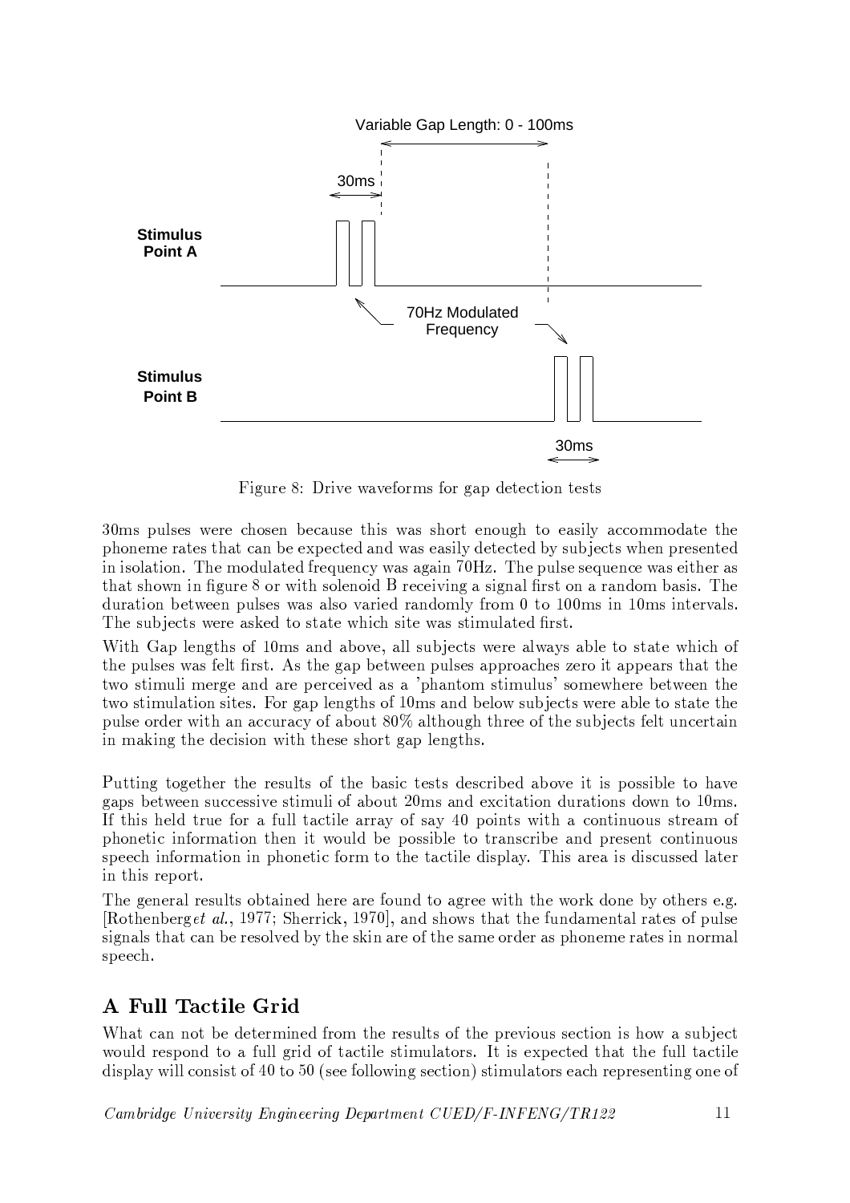Figure 8: Drive waveforms for gap detection tests

30ms pulses were chosen because this was short enough to easily accommodate the phoneme rates that can be expected and was easily detected by subjects when presented in isolation. The modulated frequency was again 70Hz. The pulse sequence was either as that shown in figure 8 or with solenoid B receiving a signal first on a random basis. The duration between pulses was also varied randomly from 0 to 100ms in 10ms intervals. The subjects were asked to state which site was stimulated first.

With Gap lengths of 10ms and above, all subjects were always able to state which of the pulses was felt first. As the gap between pulses approaches zero it appears that the two stimuli merge and are perceived as a 'phantom stimulus' somewhere between the two stimulation sites. For gap lengths of 10ms and below subjects were able to state the pulse order with an accuracy of about 80% although three of the subjects felt uncertain in making the decision with these short gap lengths.

Putting together the results of the basic tests described above it is possible to have gaps between successive stimuli of about 20ms and excitation durations down to 10ms. If this held true for a full tactile array of say 40 points with a continuous stream of phonetic information then it would be possible to transcribe and present continuous speech information in phonetic form to the tactile display. This area is discussed later in this report.

The general results obtained here are found to agree with the work done by others e.g. [Rothenberg*et al.*, 1977; Sherrick, 1970], and shows that the fundamental rates of pulse signals that can be resolved by the skin are of the same order as phoneme rates in normal speech.

## A Full Tactile Grid

What can not be determined from the results of the previous section is how a subject would respond to a full grid of tactile stimulators. It is expected that the full tactile display will consist of 40 to 50 (see following section) stimulators each representing one of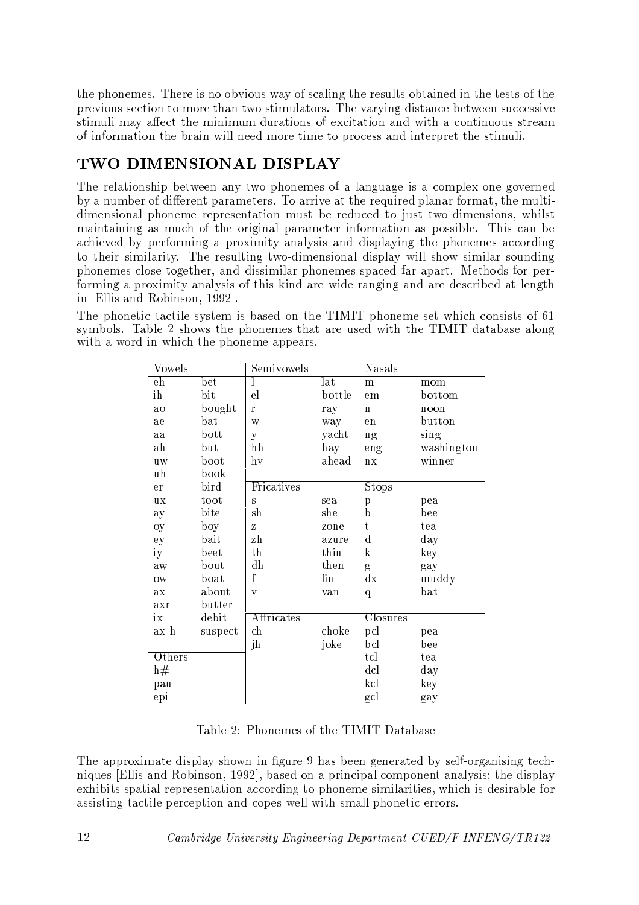the phonemes. There is no obvious way of scaling the results obtained in the tests of the previous section to more than two stimulators. The varying distance between successive stimuli may affect the minimum durations of excitation and with a continuous stream of information the brain will need more time to process and interpret the stimuli.

## TWO DIMENSIONAL DISPLAY

The relationship between any two phonemes of a language is a complex one governed by a number of different parameters. To arrive at the required planar format, the multi-dimensional phoneme representation must be reduced to just two-dimensions, whilst maintaining as much of the original parameter information as possible. This can be achieved by performing a proximity analysis and displaying the phonemes according to their similarity. The resulting two-dimensional display will show similar sounding phonemes close together, and dissimilar phonemes spaced far apart. Methods for performing a proximity analysis of this kind are wide ranging and are described at length in [Ellis and Robinson, 1992].

The phonetic tactile system is based on the TIMIT phoneme set which consists of 61 symbols. Table 2 shows the phonemes that are used with the TIMIT database along with a word in which the phoneme appears.

| Vowels | | Semivowels | | Nasals | |
|---|---|---|---|---|---|
| eh | bet | l | lat | m | mom |
| ih | bit | el | bottle | em | bottom |
| ao | bought | r | ray | n | noon |
| ae | bat | w | way | en | button |
| aa | bott | y | yacht | ng | sing |
| ah | but | hh | hay | eng | washington |
| uw | boot | hv | ahead | nx | winner |
| uh | book | | | | |
| er | bird | **Fricatives** | | **Stops** | |
| ux | toot | s | sea | p | pea |
| ay | bite | sh | she | b | bee |
| oy | boy | z | zone | t | tea |
| ey | bait | zh | azure | d | day |
| iy | beet | th | thin | k | key |
| aw | bout | dh | then | g | gay |
| ow | boat | f | fin | dx | muddy |
| ax | about | v | van | q | bat |
| axr | butter | | | | |
| ix | debit | **Affricates** | | **Closures** | |
| ax-h | suspect | ch | choke | pcl | pea |
| | | jh | joke | bcl | bee |
| **Others** | | | | tcl | tea |
| h# | | | | dcl | day |
| pau | | | | kcl | key |
| epi | | | | gcl | gay |

Table 2: Phonemes of the TIMIT Database

The approximate display shown in figure 9 has been generated by self-organising techniques [Ellis and Robinson, 1992], based on a principal component analysis; the display exhibits spatial representation according to phoneme similarities, which is desirable for assisting tactile perception and copes well with small phonetic errors.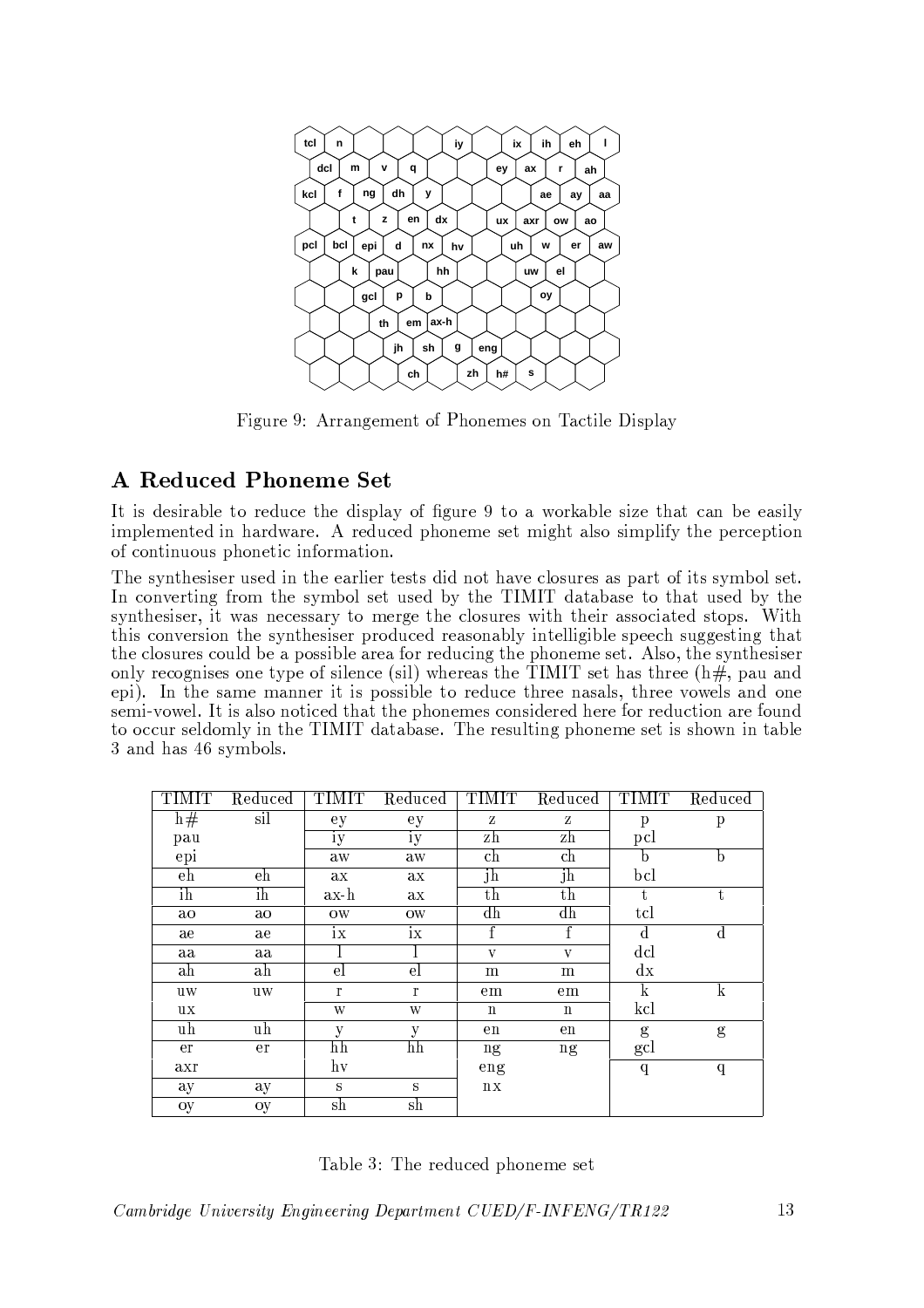Figure 9: Arrangement of Phonemes on Tactile Display

## A Reduced Phoneme Set

It is desirable to reduce the display of figure 9 to a workable size that can be easily implemented in hardware. A reduced phoneme set might also simplify the perception of continuous phonetic information.

The synthesiser used in the earlier tests did not have closures as part of its symbol set. In converting from the symbol set used by the TIMIT database to that used by the synthesiser, it was necessary to merge the closures with their associated stops. With this conversion the synthesiser produced reasonably intelligible speech suggesting that the closures could be a possible area for reducing the phoneme set. Also, the synthesiser only recognises one type of silence (sil) whereas the TIMIT set has three (h#, pau and epi). In the same manner it is possible to reduce three nasals, three vowels and one semi-vowel. It is also noticed that the phonemes considered here for reduction are found to occur seldomly in the TIMIT database. The resulting phoneme set is shown in table 3 and has 46 symbols.

| TIMIT | Reduced | TIMIT | Reduced | TIMIT | Reduced | TIMIT | Reduced |
|---|---|---|---|---|---|---|---|
| h# | sil | ey | ey | z | z | p | p |
| pau | | iy | iy | zh | zh | pcl | |
| epi | | aw | aw | ch | ch | b | b |
| eh | eh | ax | ax | jh | jh | bcl | |
| ih | ih | ax-h | ax | th | th | t | t |
| ao | ao | ow | ow | dh | dh | tcl | |
| ae | ae | ix | ix | f | f | d | d |
| aa | aa | l | l | v | v | dcl | |
| ah | ah | el | el | m | m | dx | |
| uw | uw | r | r | em | em | k | k |
| ux | | w | w | n | n | kcl | |
| uh | uh | y | y | en | en | g | g |
| er | er | hh | hh | ng | ng | gcl | |
| axr | | hv | | eng | | q | q |
| ay | ay | s | s | nx | | | |
| oy | oy | sh | sh | | | | |

Table 3: The reduced phoneme set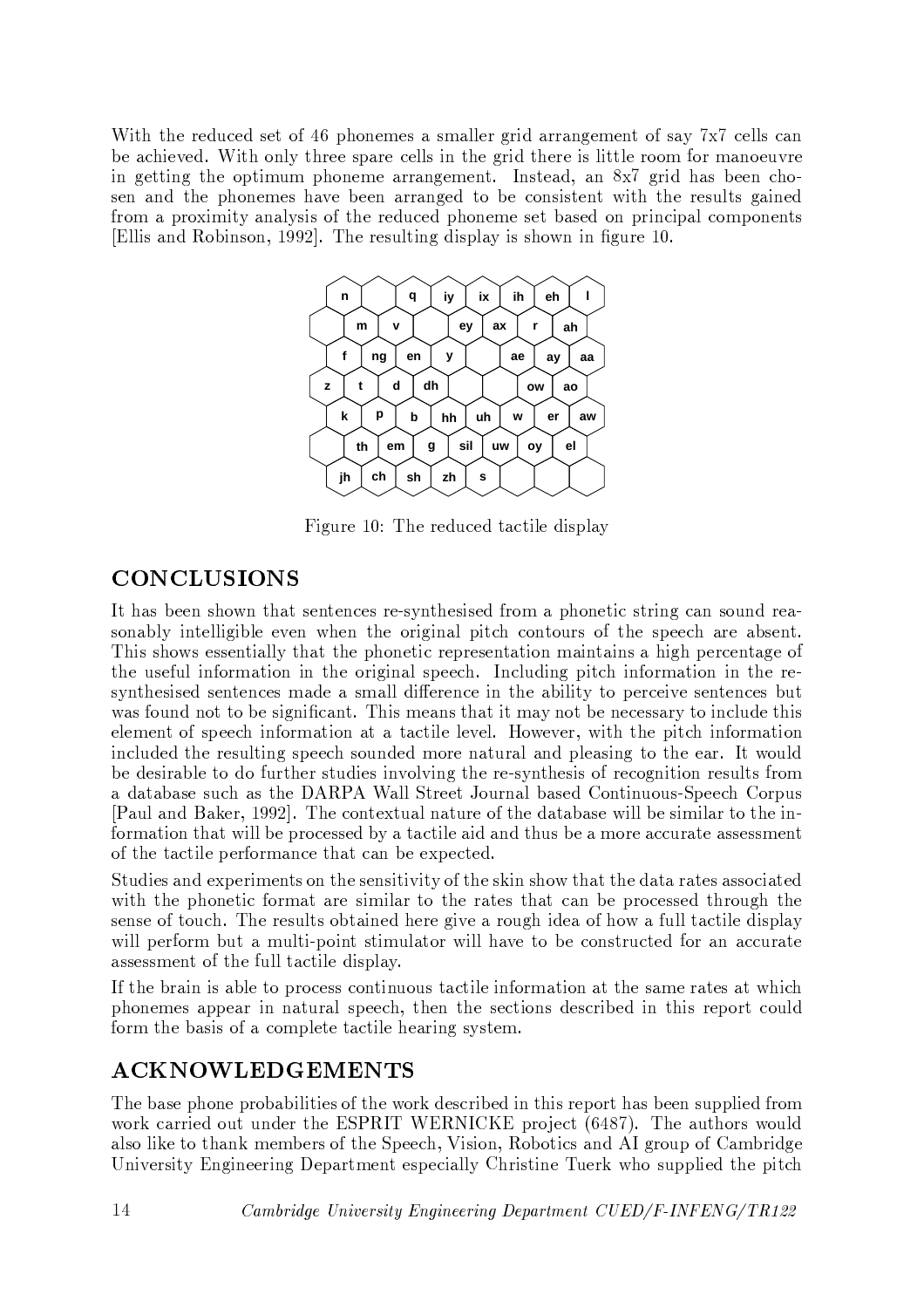With the reduced set of 46 phonemes a smaller grid arrangement of say 7x7 cells can be achieved. With only three spare cells in the grid there is little room for manoeuvre in getting the optimum phoneme arrangement. Instead, an 8x7 grid has been chosen and the phonemes have been arranged to be consistent with the results gained from a proximity analysis of the reduced phoneme set based on principal components [Ellis and Robinson, 1992]. The resulting display is shown in figure 10.

Figure 10: The reduced tactile display

## CONCLUSIONS

It has been shown that sentences re-synthesised from a phonetic string can sound reasonably intelligible even when the original pitch contours of the speech are absent. This shows essentially that the phonetic representation maintains a high percentage of the useful information in the original speech. Including pitch information in the re-synthesised sentences made a small difference in the ability to perceive sentences but was found not to be significant. This means that it may not be necessary to include this element of speech information at a tactile level. However, with the pitch information included the resulting speech sounded more natural and pleasing to the ear. It would be desirable to do further studies involving the re-synthesis of recognition results from a database such as the DARPA Wall Street Journal based Continuous-Speech Corpus [Paul and Baker, 1992]. The contextual nature of the database will be similar to the information that will be processed by a tactile aid and thus be a more accurate assessment of the tactile performance that can be expected.

Studies and experiments on the sensitivity of the skin show that the data rates associated with the phonetic format are similar to the rates that can be processed through the sense of touch. The results obtained here give a rough idea of how a full tactile display will perform but a multi-point stimulator will have to be constructed for an accurate assessment of the full tactile display.

If the brain is able to process continuous tactile information at the same rates at which phonemes appear in natural speech, then the sections described in this report could form the basis of a complete tactile hearing system.

## ACKNOWLEDGEMENTS

The base phone probabilities of the work described in this report has been supplied from work carried out under the ESPRIT WERNICKE project (6487). The authors would also like to thank members of the Speech, Vision, Robotics and AI group of Cambridge University Engineering Department especially Christine Tuerk who supplied the pitch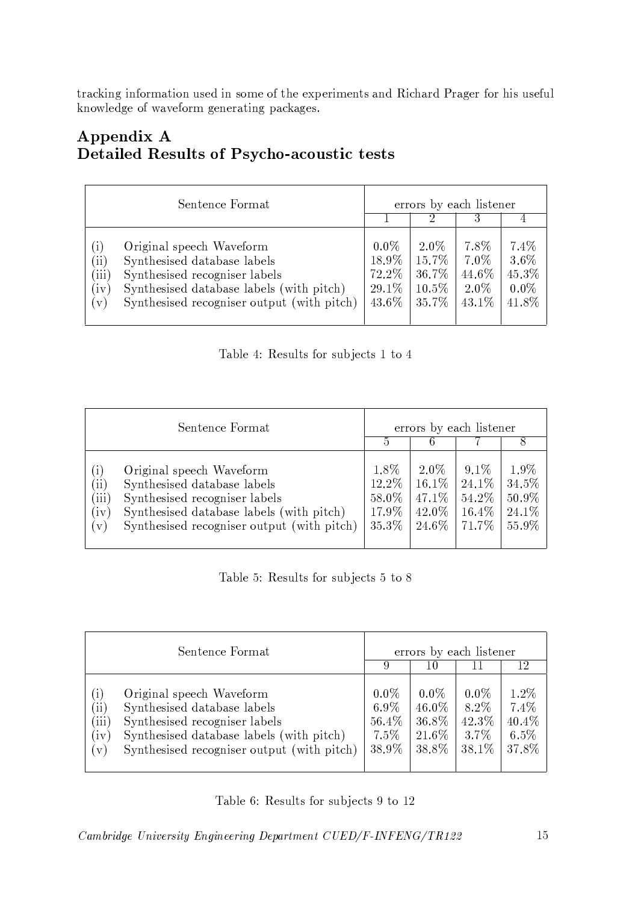tracking information used in some of the experiments and Richard Prager for his useful knowledge of waveform generating packages.

# Appendix A
# Detailed Results of Psycho-acoustic tests

| | Sentence Format | errors by each listener | | | |
|---|---|---|---|---|---|
| | | 1 | 2 | 3 | 4 |
| (i) | Original speech Waveform | 0.0% | 2.0% | 7.8% | 7.4% |
| (ii) | Synthesised database labels | 18.9% | 15.7% | 7.0% | 3.6% |
| (iii) | Synthesised recogniser labels | 72.2% | 36.7% | 44.6% | 45.3% |
| (iv) | Synthesised database labels (with pitch) | 29.1% | 10.5% | 2.0% | 0.0% |
| (v) | Synthesised recogniser output (with pitch) | 43.6% | 35.7% | 43.1% | 41.8% |

Table 4: Results for subjects 1 to 4

| | Sentence Format | errors by each listener | | | |
|---|---|---|---|---|---|
| | | 5 | 6 | 7 | 8 |
| (i) | Original speech Waveform | 1.8% | 2.0% | 9.1% | 1.9% |
| (ii) | Synthesised database labels | 12.2% | 16.1% | 24.1% | 34.5% |
| (iii) | Synthesised recogniser labels | 58.0% | 47.1% | 54.2% | 50.9% |
| (iv) | Synthesised database labels (with pitch) | 17.9% | 42.0% | 16.4% | 24.1% |
| (v) | Synthesised recogniser output (with pitch) | 35.3% | 24.6% | 71.7% | 55.9% |

Table 5: Results for subjects 5 to 8

| | Sentence Format | errors by each listener | | | |
|---|---|---|---|---|---|
| | | 9 | 10 | 11 | 12 |
| (i) | Original speech Waveform | 0.0% | 0.0% | 0.0% | 1.2% |
| (ii) | Synthesised database labels | 6.9% | 46.0% | 8.2% | 7.4% |
| (iii) | Synthesised recogniser labels | 56.4% | 36.8% | 42.3% | 40.4% |
| (iv) | Synthesised database labels (with pitch) | 7.5% | 21.6% | 3.7% | 6.5% |
| (v) | Synthesised recogniser output (with pitch) | 38.9% | 38.8% | 38.1% | 37.8% |

Table 6: Results for subjects 9 to 12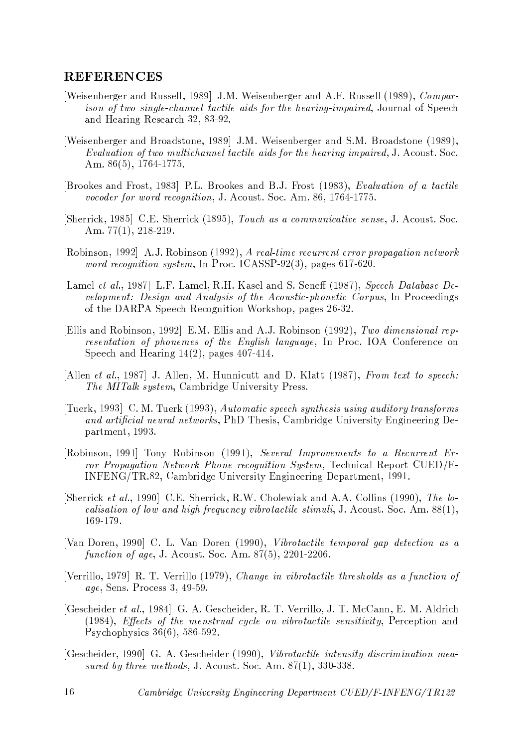## REFERENCES

[Weisenberger and Russell, 1989] J.M. Weisenberger and A.F. Russell (1989), *Comparison of two single-channel tactile aids for the hearing-impaired*, Journal of Speech and Hearing Research 32, 83-92.

[Weisenberger and Broadstone, 1989] J.M. Weisenberger and S.M. Broadstone (1989), *Evaluation of two multichannel tactile aids for the hearing impaired*, J. Acoust. Soc. Am. 86(5), 1764-1775.

[Brookes and Frost, 1983] P.L. Brookes and B.J. Frost (1983), *Evaluation of a tactile vocoder for word recognition*, J. Acoust. Soc. Am. 86, 1764-1775.

[Sherrick, 1985] C.E. Sherrick (1895), *Touch as a communicative sense*, J. Acoust. Soc. Am. 77(1), 218-219.

[Robinson, 1992] A.J. Robinson (1992), *A real-time recurrent error propagation network word recognition system*, In Proc. ICASSP-92(3), pages 617-620.

[Lamel *et al.*, 1987] L.F. Lamel, R.H. Kasel and S. Seneff (1987), *Speech Database Development: Design and Analysis of the Acoustic-phonetic Corpus*, In Proceedings of the DARPA Speech Recognition Workshop, pages 26-32.

[Ellis and Robinson, 1992] E.M. Ellis and A.J. Robinson (1992), *Two dimensional representation of phonemes of the English language*, In Proc. IOA Conference on Speech and Hearing 14(2), pages 407-414.

[Allen *et al.*, 1987] J. Allen, M. Hunnicutt and D. Klatt (1987), *From text to speech: The MITalk system*, Cambridge University Press.

[Tuerk, 1993] C. M. Tuerk (1993), *Automatic speech synthesis using auditory transforms and artificial neural networks*, PhD Thesis, Cambridge University Engineering Department, 1993.

[Robinson, 1991] Tony Robinson (1991), *Several Improvements to a Recurrent Error Propagation Network Phone recognition System*, Technical Report CUED/F-INFENG/TR.82, Cambridge University Engineering Department, 1991.

[Sherrick *et al.*, 1990] C.E. Sherrick, R.W. Cholewiak and A.A. Collins (1990), *The localisation of low and high frequency vibrotactile stimuli*, J. Acoust. Soc. Am. 88(1), 169-179.

[Van Doren, 1990] C. L. Van Doren (1990), *Vibrotactile temporal gap detection as a function of age*, J. Acoust. Soc. Am. 87(5), 2201-2206.

[Verrillo, 1979] R. T. Verrillo (1979), *Change in vibrotactile thresholds as a function of age*, Sens. Process 3, 49-59.

[Gescheider *et al.*, 1984] G. A. Gescheider, R. T. Verrillo, J. T. McCann, E. M. Aldrich (1984), *Effects of the menstrual cycle on vibrotactile sensitivity*, Perception and Psychophysics 36(6), 586-592.

[Gescheider, 1990] G. A. Gescheider (1990), *Vibrotactile intensity discrimination measured by three methods*, J. Acoust. Soc. Am. 87(1), 330-338.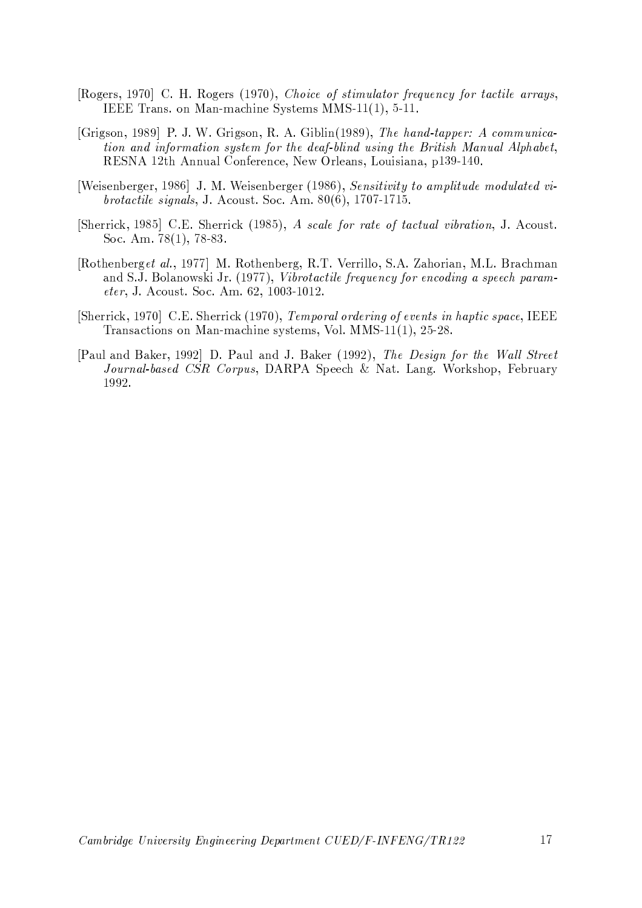[Rogers, 1970] C. H. Rogers (1970), *Choice of stimulator frequency for tactile arrays*, IEEE Trans. on Man-machine Systems MMS-11(1), 5-11.

[Grigson, 1989] P. J. W. Grigson, R. A. Giblin(1989), *The hand-tapper: A communication and information system for the deaf-blind using the British Manual Alphabet*, RESNA 12th Annual Conference, New Orleans, Louisiana, p139-140.

[Weisenberger, 1986] J. M. Weisenberger (1986), *Sensitivity to amplitude modulated vibrotactile signals*, J. Acoust. Soc. Am. 80(6), 1707-1715.

[Sherrick, 1985] C.E. Sherrick (1985), *A scale for rate of tactual vibration*, J. Acoust. Soc. Am. 78(1), 78-83.

[Rothenberg*et al.*, 1977] M. Rothenberg, R.T. Verrillo, S.A. Zahorian, M.L. Brachman and S.J. Bolanowski Jr. (1977), *Vibrotactile frequency for encoding a speech parameter*, J. Acoust. Soc. Am. 62, 1003-1012.

[Sherrick, 1970] C.E. Sherrick (1970), *Temporal ordering of events in haptic space*, IEEE Transactions on Man-machine systems, Vol. MMS-11(1), 25-28.

[Paul and Baker, 1992] D. Paul and J. Baker (1992), *The Design for the Wall Street Journal-based CSR Corpus*, DARPA Speech & Nat. Lang. Workshop, February 1992.